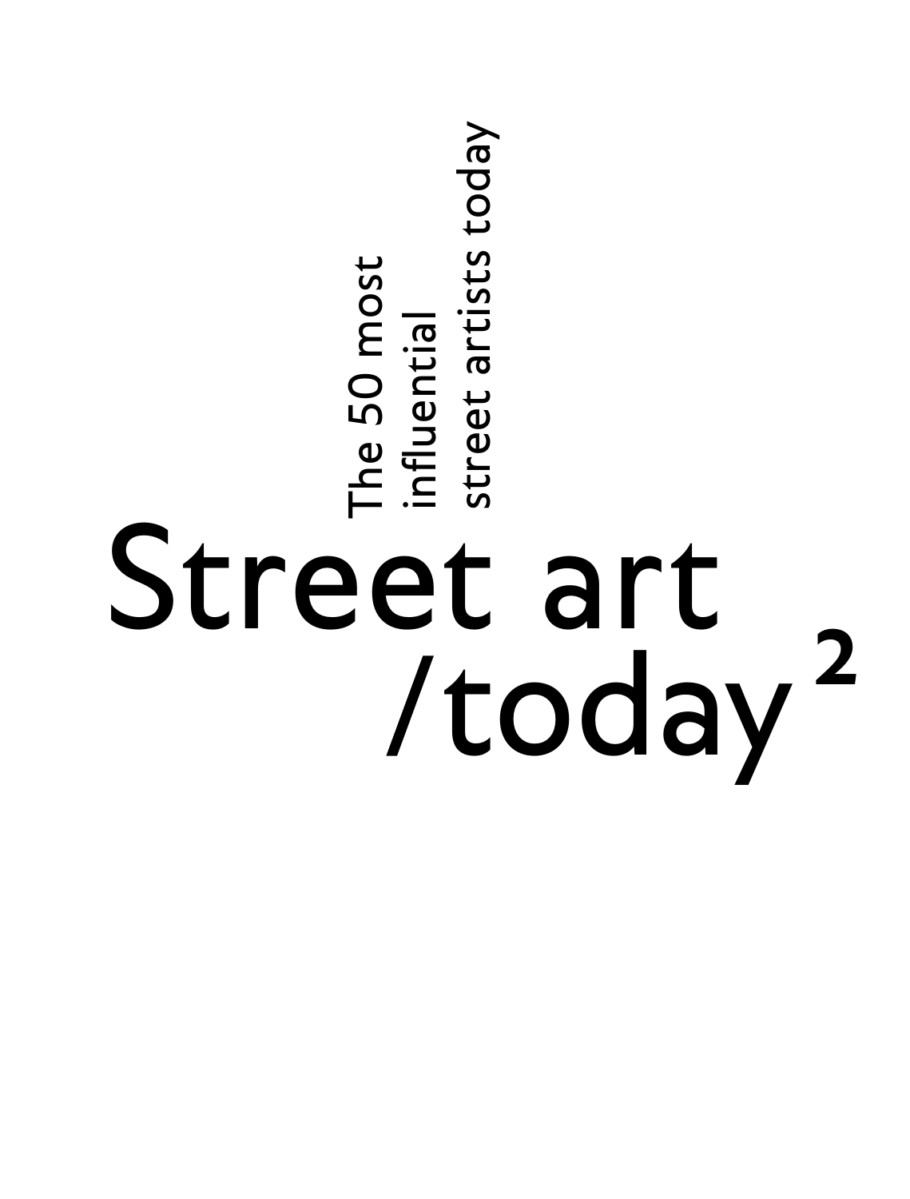The 50 most
influential
street artists today

# Street art /today $^2$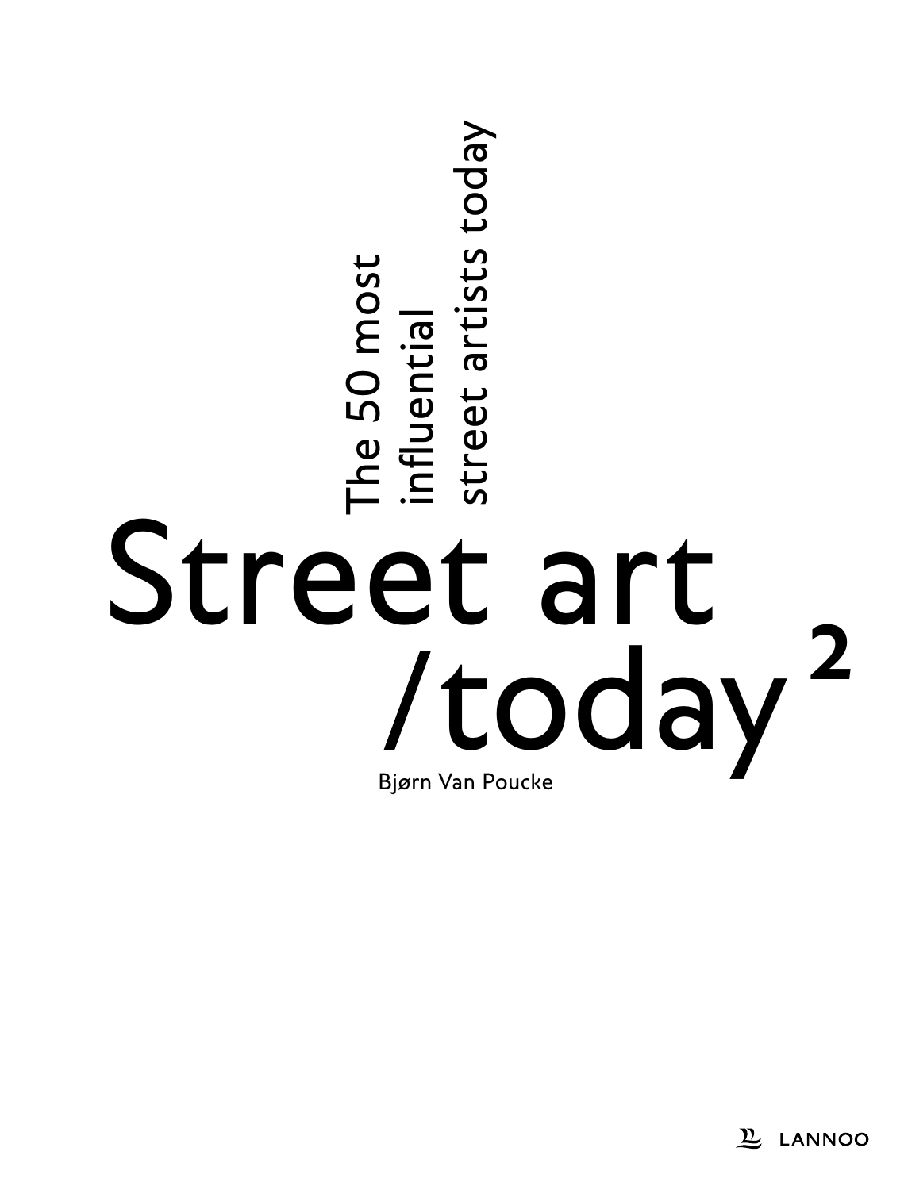The 50 most influential street artists today

# Street art /today²

Bjørn Van Poucke

LANNOO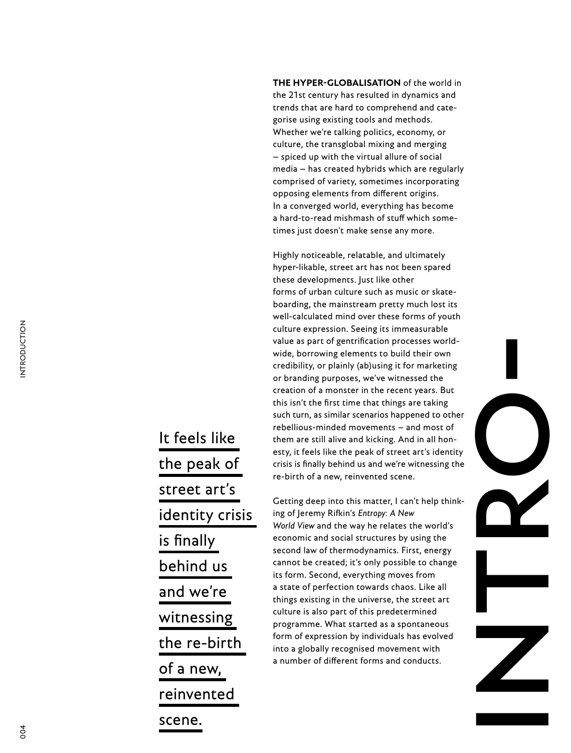# INTRO–

**THE HYPER-GLOBALISATION** of the world in the 21st century has resulted in dynamics and trends that are hard to comprehend and categorise using existing tools and methods. Whether we're talking politics, economy, or culture, the transglobal mixing and merging – spiced up with the virtual allure of social media – has created hybrids which are regularly comprised of variety, sometimes incorporating opposing elements from different origins. In a converged world, everything has become a hard-to-read mishmash of stuff which sometimes just doesn't make sense any more.

Highly noticeable, relatable, and ultimately hyper-likable, street art has not been spared these developments. Just like other forms of urban culture such as music or skateboarding, the mainstream pretty much lost its well-calculated mind over these forms of youth culture expression. Seeing its immeasurable value as part of gentrification processes worldwide, borrowing elements to build their own credibility, or plainly (ab)using it for marketing or branding purposes, we've witnessed the creation of a monster in the recent years. But this isn't the first time that things are taking such turn, as similar scenarios happened to other rebellious-minded movements – and most of them are still alive and kicking. And in all honesty, it feels like the peak of street art's identity crisis is finally behind us and we're witnessing the re-birth of a new, reinvented scene.

> It feels like the peak of street art's identity crisis is finally behind us and we're witnessing the re-birth of a new, reinvented scene.

Getting deep into this matter, I can't help thinking of Jeremy Rifkin's *Entropy: A New World View* and the way he relates the world's economic and social structures by using the second law of thermodynamics. First, energy cannot be created; it's only possible to change its form. Second, everything moves from a state of perfection towards chaos. Like all things existing in the universe, the street art culture is also part of this predetermined programme. What started as a spontaneous form of expression by individuals has evolved into a globally recognised movement with a number of different forms and conducts.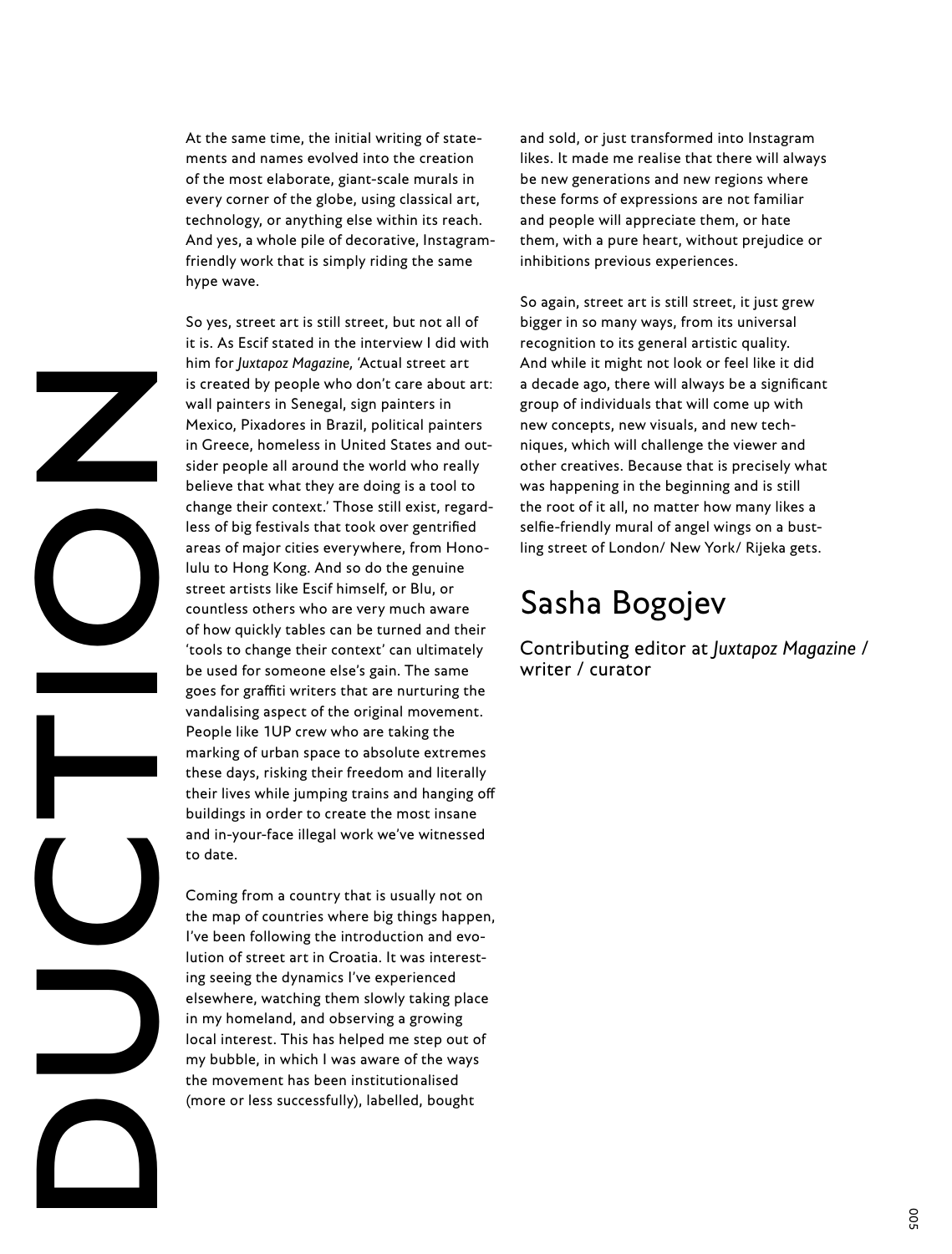At the same time, the initial writing of statements and names evolved into the creation of the most elaborate, giant-scale murals in every corner of the globe, using classical art, technology, or anything else within its reach. And yes, a whole pile of decorative, Instagram-friendly work that is simply riding the same hype wave.

So yes, street art is still street, but not all of it is. As Escif stated in the interview I did with him for *Juxtapoz Magazine*, 'Actual street art is created by people who don't care about art: wall painters in Senegal, sign painters in Mexico, Pixadores in Brazil, political painters in Greece, homeless in United States and outsider people all around the world who really believe that what they are doing is a tool to change their context.' Those still exist, regardless of big festivals that took over gentrified areas of major cities everywhere, from Honolulu to Hong Kong. And so do the genuine street artists like Escif himself, or Blu, or countless others who are very much aware of how quickly tables can be turned and their 'tools to change their context' can ultimately be used for someone else's gain. The same goes for graffiti writers that are nurturing the vandalising aspect of the original movement. People like 1UP crew who are taking the marking of urban space to absolute extremes these days, risking their freedom and literally their lives while jumping trains and hanging off buildings in order to create the most insane and in-your-face illegal work we've witnessed to date.

Coming from a country that is usually not on the map of countries where big things happen, I've been following the introduction and evolution of street art in Croatia. It was interesting seeing the dynamics I've experienced elsewhere, watching them slowly taking place in my homeland, and observing a growing local interest. This has helped me step out of my bubble, in which I was aware of the ways the movement has been institutionalised (more or less successfully), labelled, bought and sold, or just transformed into Instagram likes. It made me realise that there will always be new generations and new regions where these forms of expressions are not familiar and people will appreciate them, or hate them, with a pure heart, without prejudice or inhibitions previous experiences.

So again, street art is still street, it just grew bigger in so many ways, from its universal recognition to its general artistic quality. And while it might not look or feel like it did a decade ago, there will always be a significant group of individuals that will come up with new concepts, new visuals, and new techniques, which will challenge the viewer and other creatives. Because that is precisely what was happening in the beginning and is still the root of it all, no matter how many likes a selfie-friendly mural of angel wings on a bustling street of London/ New York/ Rijeka gets.

## Sasha Bogojev

Contributing editor at *Juxtapoz Magazine* / writer / curator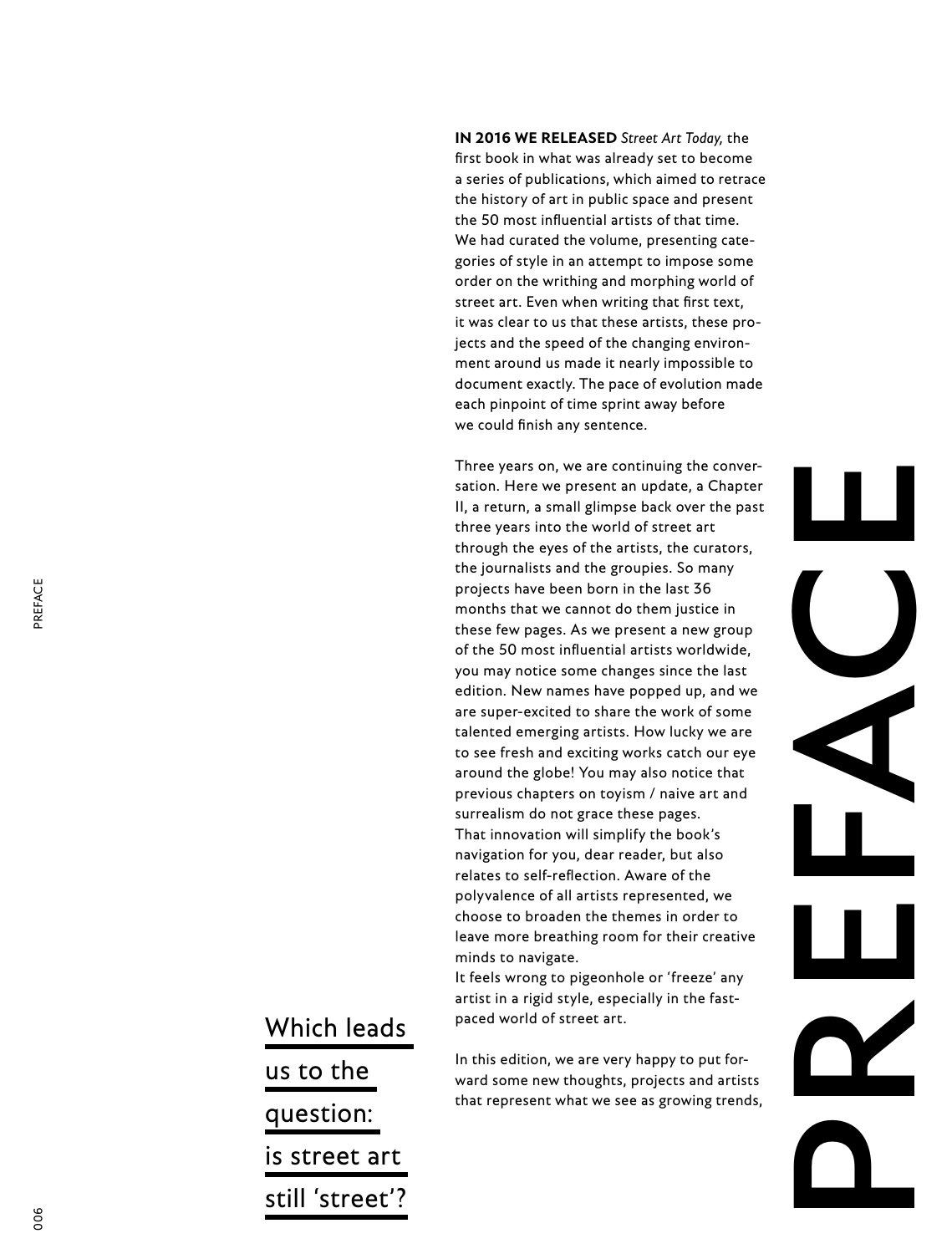# PREFACE

**IN 2016 WE RELEASED** *Street Art Today,* the first book in what was already set to become a series of publications, which aimed to retrace the history of art in public space and present the 50 most influential artists of that time. We had curated the volume, presenting categories of style in an attempt to impose some order on the writhing and morphing world of street art. Even when writing that first text, it was clear to us that these artists, these projects and the speed of the changing environment around us made it nearly impossible to document exactly. The pace of evolution made each pinpoint of time sprint away before we could finish any sentence.

Three years on, we are continuing the conversation. Here we present an update, a Chapter II, a return, a small glimpse back over the past three years into the world of street art through the eyes of the artists, the curators, the journalists and the groupies. So many projects have been born in the last 36 months that we cannot do them justice in these few pages. As we present a new group of the 50 most influential artists worldwide, you may notice some changes since the last edition. New names have popped up, and we are super-excited to share the work of some talented emerging artists. How lucky we are to see fresh and exciting works catch our eye around the globe! You may also notice that previous chapters on toyism / naive art and surrealism do not grace these pages. That innovation will simplify the book's navigation for you, dear reader, but also relates to self-reflection. Aware of the polyvalence of all artists represented, we choose to broaden the themes in order to leave more breathing room for their creative minds to navigate.
It feels wrong to pigeonhole or 'freeze' any artist in a rigid style, especially in the fast-paced world of street art.

Which leads us to the question: is street art still 'street'?

In this edition, we are very happy to put forward some new thoughts, projects and artists that represent what we see as growing trends,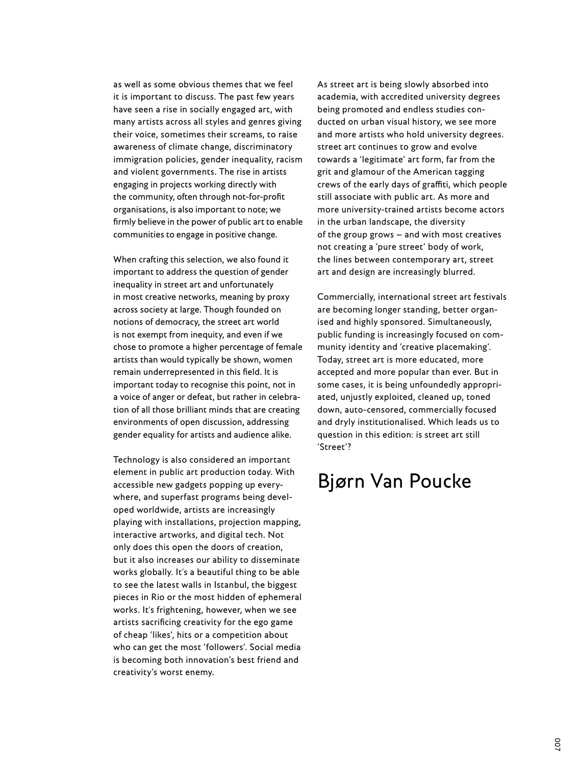as well as some obvious themes that we feel it is important to discuss. The past few years have seen a rise in socially engaged art, with many artists across all styles and genres giving their voice, sometimes their screams, to raise awareness of climate change, discriminatory immigration policies, gender inequality, racism and violent governments. The rise in artists engaging in projects working directly with the community, often through not-for-profit organisations, is also important to note; we firmly believe in the power of public art to enable communities to engage in positive change.

When crafting this selection, we also found it important to address the question of gender inequality in street art and unfortunately in most creative networks, meaning by proxy across society at large. Though founded on notions of democracy, the street art world is not exempt from inequity, and even if we chose to promote a higher percentage of female artists than would typically be shown, women remain underrepresented in this field. It is important today to recognise this point, not in a voice of anger or defeat, but rather in celebration of all those brilliant minds that are creating environments of open discussion, addressing gender equality for artists and audience alike.

Technology is also considered an important element in public art production today. With accessible new gadgets popping up everywhere, and superfast programs being developed worldwide, artists are increasingly playing with installations, projection mapping, interactive artworks, and digital tech. Not only does this open the doors of creation, but it also increases our ability to disseminate works globally. It's a beautiful thing to be able to see the latest walls in Istanbul, the biggest pieces in Rio or the most hidden of ephemeral works. It's frightening, however, when we see artists sacrificing creativity for the ego game of cheap 'likes', hits or a competition about who can get the most 'followers'. Social media is becoming both innovation's best friend and creativity's worst enemy.

As street art is being slowly absorbed into academia, with accredited university degrees being promoted and endless studies conducted on urban visual history, we see more and more artists who hold university degrees. street art continues to grow and evolve towards a 'legitimate' art form, far from the grit and glamour of the American tagging crews of the early days of graffiti, which people still associate with public art. As more and more university-trained artists become actors in the urban landscape, the diversity of the group grows – and with most creatives not creating a 'pure street' body of work, the lines between contemporary art, street art and design are increasingly blurred.

Commercially, international street art festivals are becoming longer standing, better organised and highly sponsored. Simultaneously, public funding is increasingly focused on community identity and 'creative placemaking'. Today, street art is more educated, more accepted and more popular than ever. But in some cases, it is being unfoundedly appropriated, unjustly exploited, cleaned up, toned down, auto-censored, commercially focused and dryly institutionalised. Which leads us to question in this edition: is street art still 'Street'?

## Bjørn Van Poucke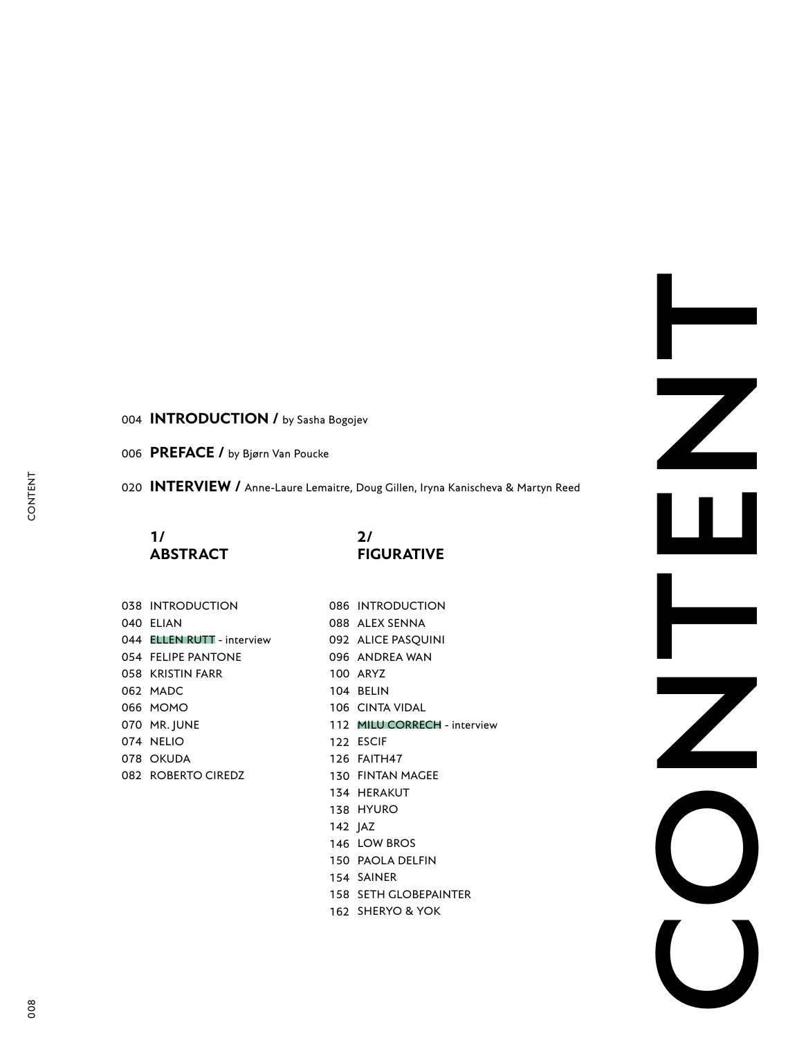# CONTENT

004 **INTRODUCTION /** by Sasha Bogojev

006 **PREFACE /** by Bjørn Van Poucke

020 **INTERVIEW /** Anne-Laure Lemaitre, Doug Gillen, Iryna Kanischeva & Martyn Reed

## 1/ ABSTRACT

- 038 INTRODUCTION
- 040 ELIAN
- 044 ELLEN RUTT - interview
- 054 FELIPE PANTONE
- 058 KRISTIN FARR
- 062 MADC
- 066 MOMO
- 070 MR. JUNE
- 074 NELIO
- 078 OKUDA
- 082 ROBERTO CIREDZ

## 2/ FIGURATIVE

- 086 INTRODUCTION
- 088 ALEX SENNA
- 092 ALICE PASQUINI
- 096 ANDREA WAN
- 100 ARYZ
- 104 BELIN
- 106 CINTA VIDAL
- 112 MILU CORRECH - interview
- 122 ESCIF
- 126 FAITH47
- 130 FINTAN MAGEE
- 134 HERAKUT
- 138 HYURO
- 142 JAZ
- 146 LOW BROS
- 150 PAOLA DELFIN
- 154 SAINER
- 158 SETH GLOBEPAINTER
- 162 SHERYO & YOK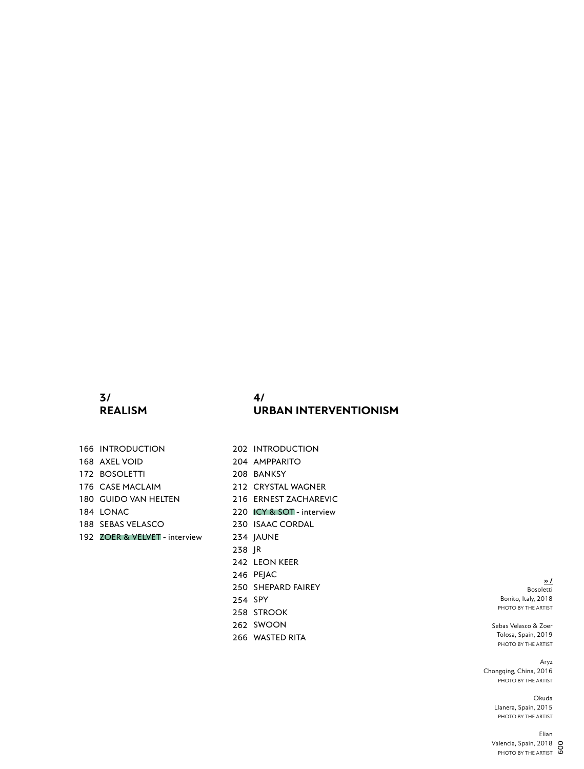## 3/ REALISM

- 166 INTRODUCTION
- 168 AXEL VOID
- 172 BOSOLETTI
- 176 CASE MACLAIM
- 180 GUIDO VAN HELTEN
- 184 LONAC
- 188 SEBAS VELASCO
- 192 ZOER & VELVET - interview

## 4/ URBAN INTERVENTIONISM

- 202 INTRODUCTION
- 204 AMPPARITO
- 208 BANKSY
- 212 CRYSTAL WAGNER
- 216 ERNEST ZACHAREVIC
- 220 ICY & SOT - interview
- 230 ISAAC CORDAL
- 234 JAUNE
- 238 JR
- 242 LEON KEER
- 246 PEJAC
- 250 SHEPARD FAIREY
- 254 SPY
- 258 STROOK
- 262 SWOON
- 266 WASTED RITA

» /

Bosoletti
Bonito, Italy, 2018
PHOTO BY THE ARTIST

Sebas Velasco & Zoer
Tolosa, Spain, 2019
PHOTO BY THE ARTIST

Aryz
Chongqing, China, 2016
PHOTO BY THE ARTIST

Okuda
Llanera, Spain, 2015
PHOTO BY THE ARTIST

Elian
Valencia, Spain, 2018
PHOTO BY THE ARTIST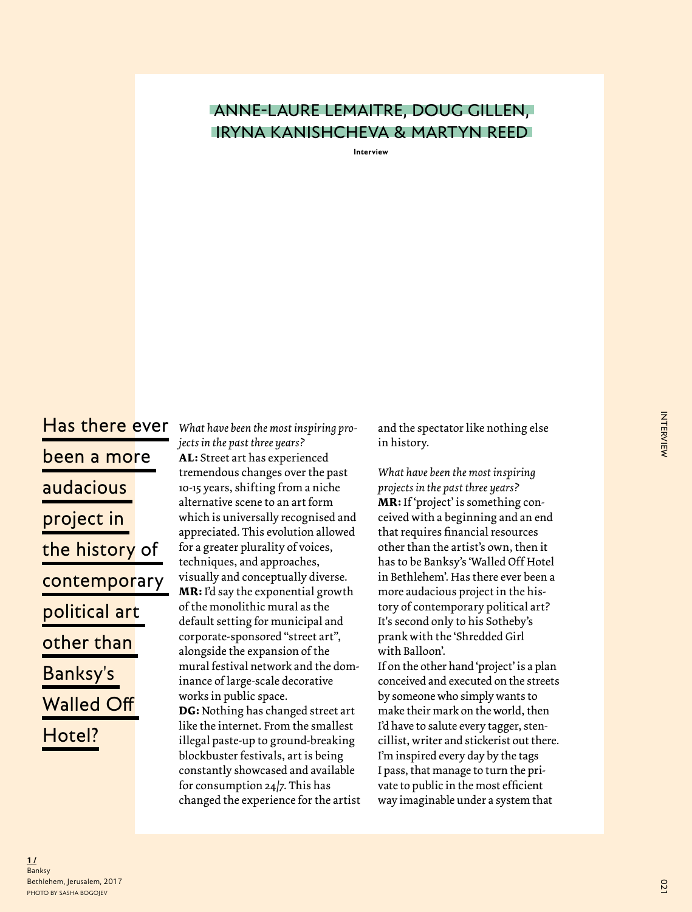# ANNE-LAURE LEMAITRE, DOUG GILLEN, IRYNA KANISHCHEVA & MARTYN REED

**Interview**

Has there ever been a more audacious project in the history of contemporary political art other than Banksy's Walled Off Hotel?

*What have been the most inspiring projects in the past three years?*

**AL:** Street art has experienced tremendous changes over the past 10-15 years, shifting from a niche alternative scene to an art form which is universally recognised and appreciated. This evolution allowed for a greater plurality of voices, techniques, and approaches, visually and conceptually diverse.

**MR:** I'd say the exponential growth of the monolithic mural as the default setting for municipal and corporate-sponsored "street art", alongside the expansion of the mural festival network and the dominance of large-scale decorative works in public space.

**DG:** Nothing has changed street art like the internet. From the smallest illegal paste-up to ground-breaking blockbuster festivals, art is being constantly showcased and available for consumption 24/7. This has changed the experience for the artist and the spectator like nothing else in history.

*What have been the most inspiring projects in the past three years?*

**MR:** If 'project' is something conceived with a beginning and an end that requires financial resources other than the artist's own, then it has to be Banksy's 'Walled Off Hotel in Bethlehem'. Has there ever been a more audacious project in the history of contemporary political art? It's second only to his Sotheby's prank with the 'Shredded Girl with Balloon'.

If on the other hand 'project' is a plan conceived and executed on the streets by someone who simply wants to make their mark on the world, then I'd have to salute every tagger, stencillist, writer and stickerist out there. I'm inspired every day by the tags I pass, that manage to turn the private to public in the most efficient way imaginable under a system that

1 /
Banksy
Bethlehem, Jerusalem, 2017
PHOTO BY SASHA BOGOJEV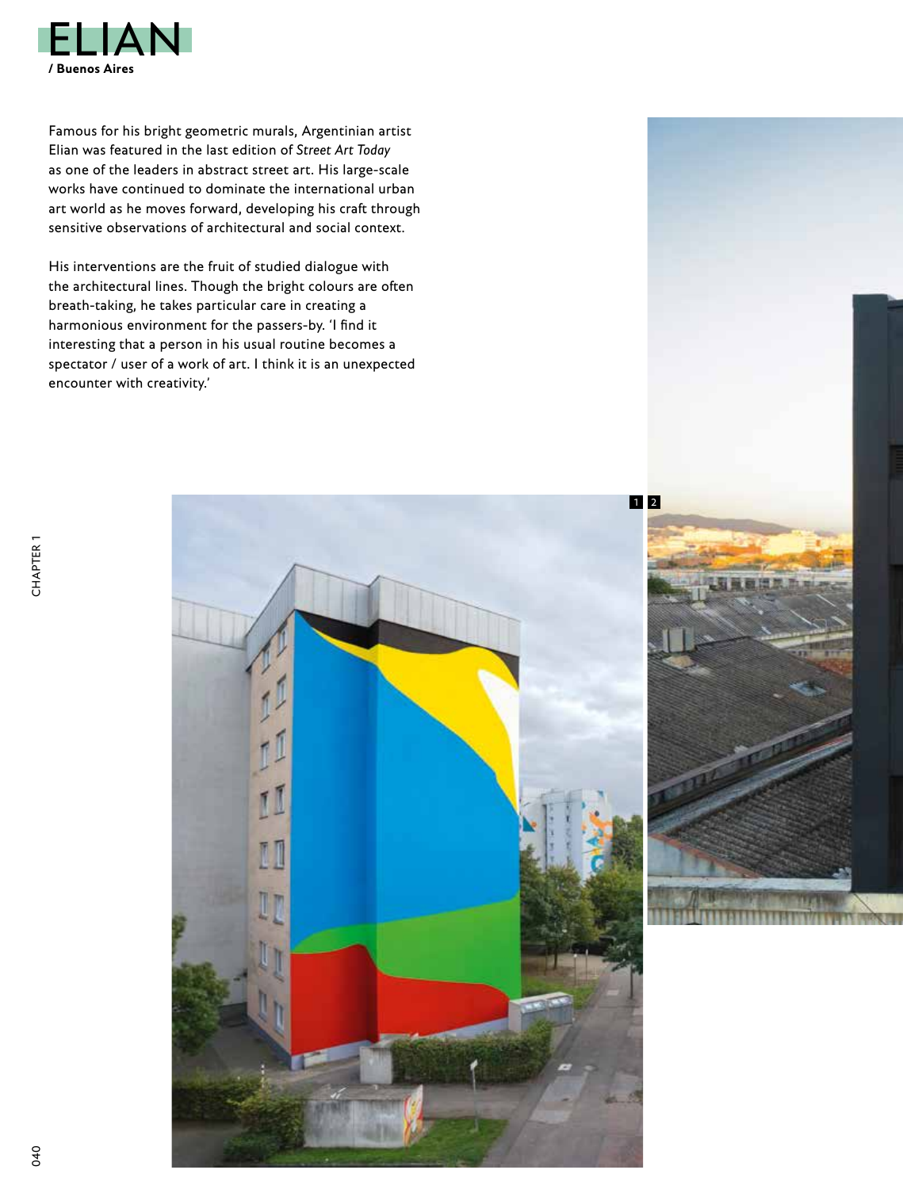# ELIAN

**/ Buenos Aires**

Famous for his bright geometric murals, Argentinian artist Elian was featured in the last edition of *Street Art Today* as one of the leaders in abstract street art. His large-scale works have continued to dominate the international urban art world as he moves forward, developing his craft through sensitive observations of architectural and social context.

His interventions are the fruit of studied dialogue with the architectural lines. Though the bright colours are often breath-taking, he takes particular care in creating a harmonious environment for the passers-by. 'I find it interesting that a person in his usual routine becomes a spectator / user of a work of art. I think it is an unexpected encounter with creativity.'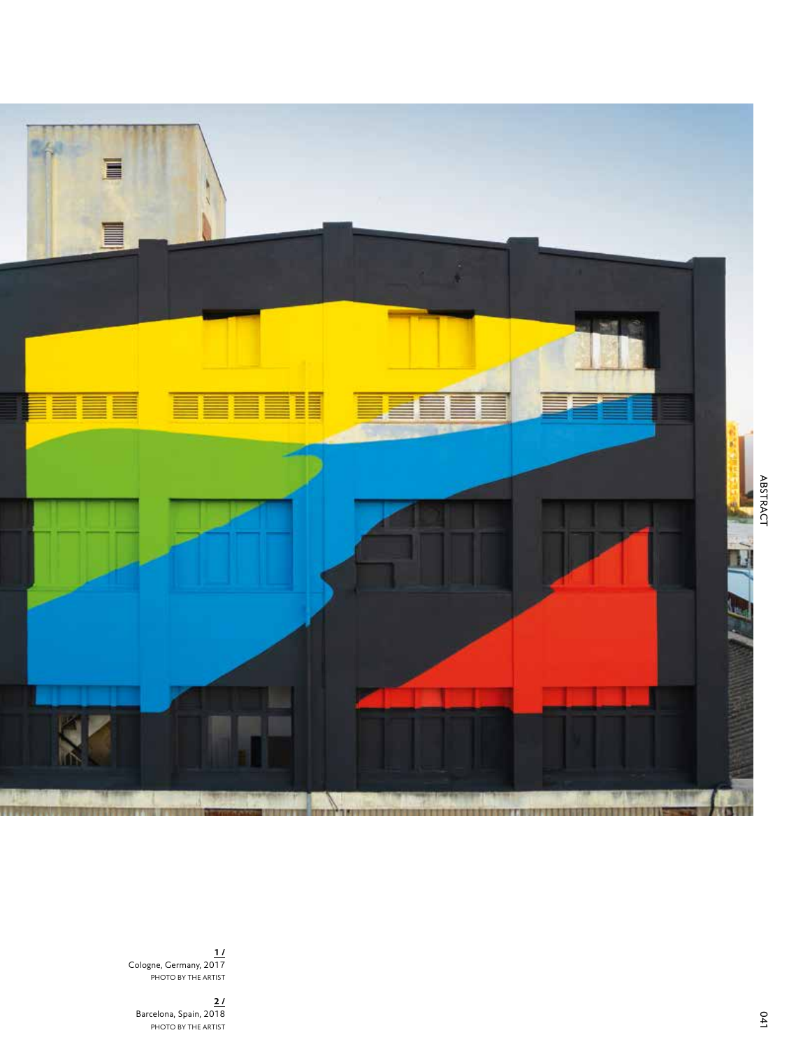**1 /**
Cologne, Germany, 2017
PHOTO BY THE ARTIST

**2 /**
Barcelona, Spain, 2018
PHOTO BY THE ARTIST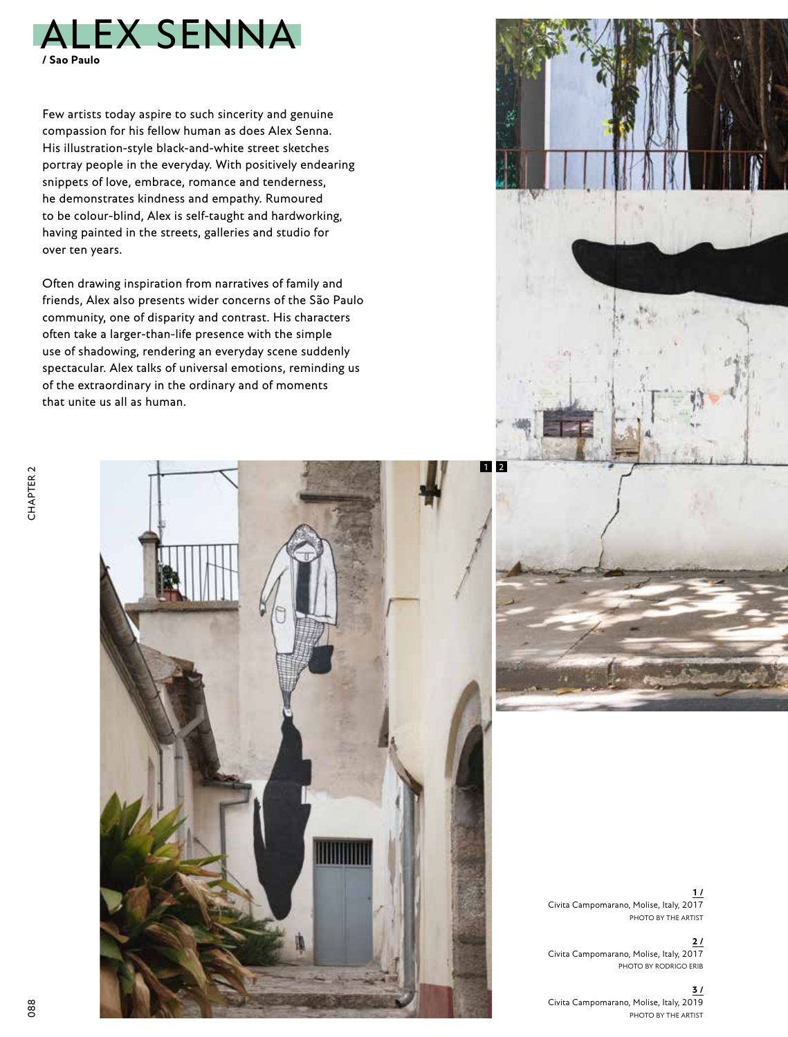# ALEX SENNA

**/ Sao Paulo**

Few artists today aspire to such sincerity and genuine compassion for his fellow human as does Alex Senna. His illustration-style black-and-white street sketches portray people in the everyday. With positively endearing snippets of love, embrace, romance and tenderness, he demonstrates kindness and empathy. Rumoured to be colour-blind, Alex is self-taught and hardworking, having painted in the streets, galleries and studio for over ten years.

Often drawing inspiration from narratives of family and friends, Alex also presents wider concerns of the São Paulo community, one of disparity and contrast. His characters often take a larger-than-life presence with the simple use of shadowing, rendering an everyday scene suddenly spectacular. Alex talks of universal emotions, reminding us of the extraordinary in the ordinary and of moments that unite us all as human.

**1 /**
Civita Campomarano, Molise, Italy, 2017
PHOTO BY THE ARTIST

**2 /**
Civita Campomarano, Molise, Italy, 2017
PHOTO BY RODRIGO ERIB

**3 /**
Civita Campomarano, Molise, Italy, 2019
PHOTO BY THE ARTIST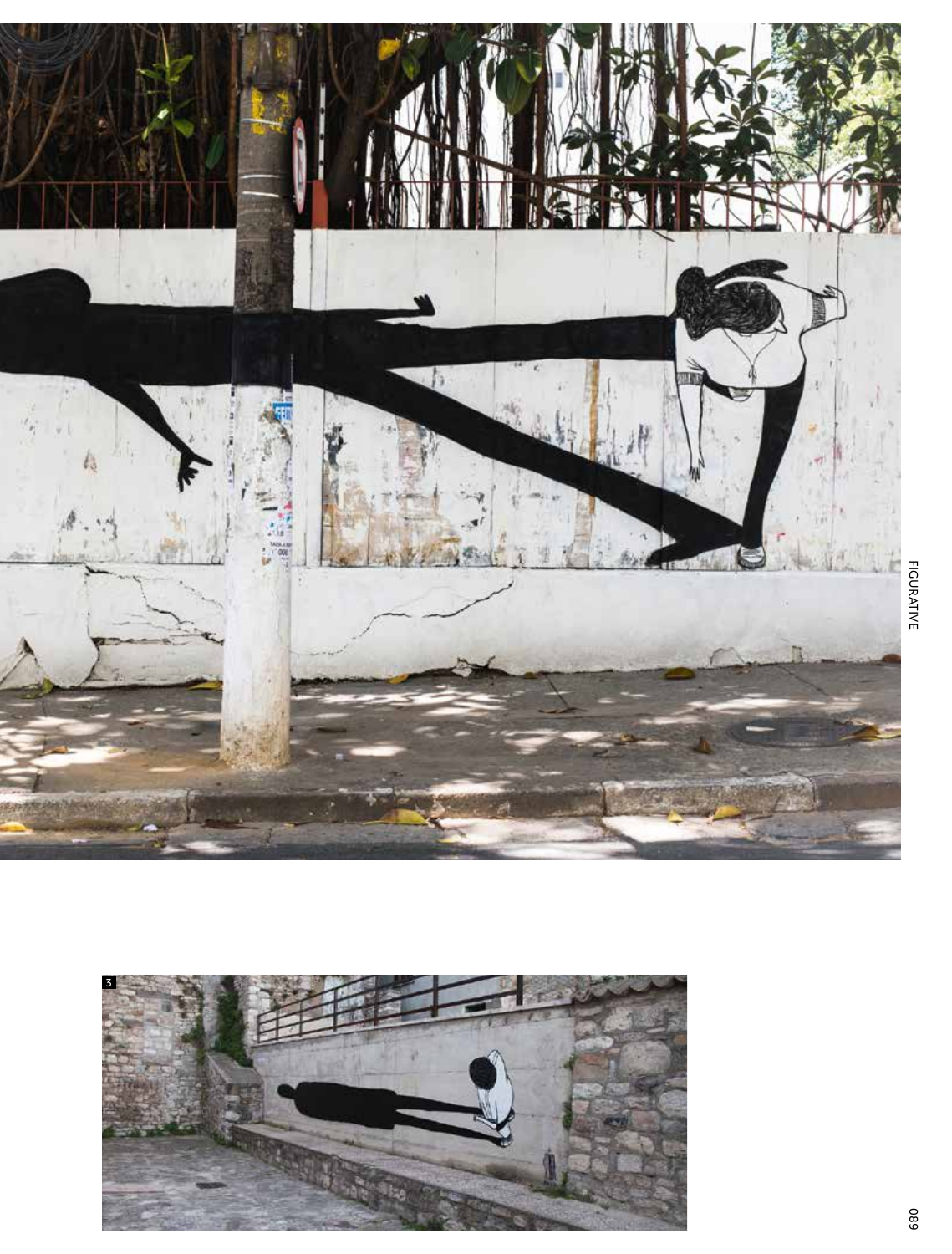3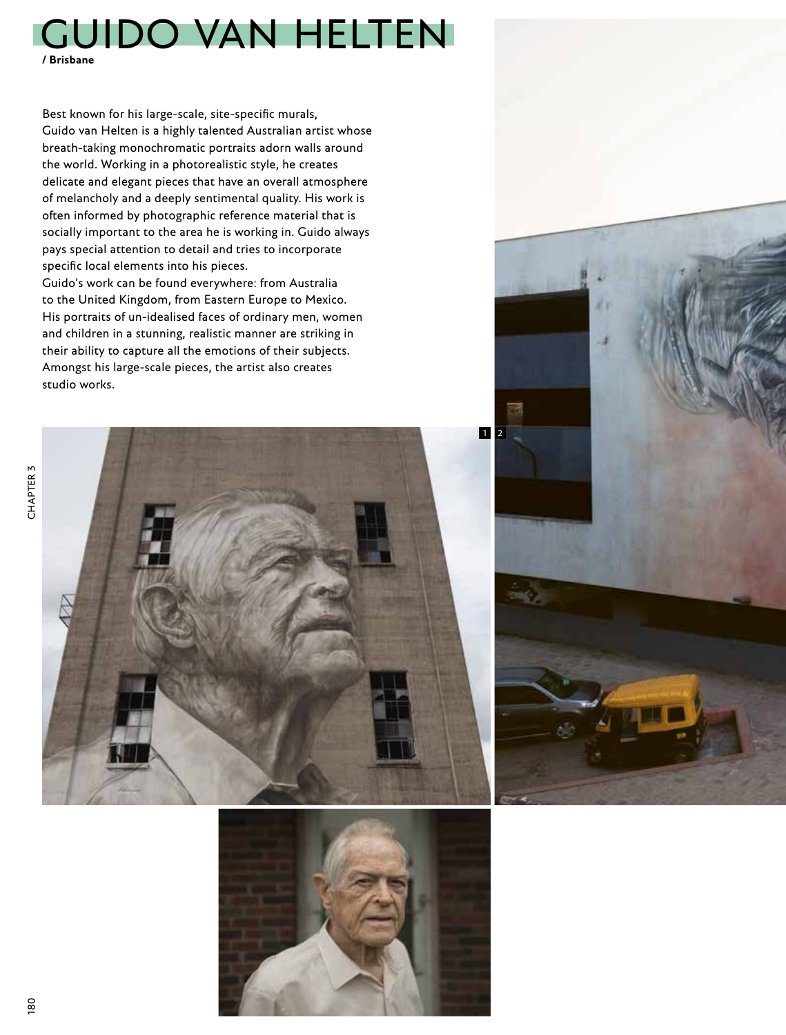# GUIDO VAN HELTEN

**/ Brisbane**

Best known for his large-scale, site-specific murals, Guido van Helten is a highly talented Australian artist whose breath-taking monochromatic portraits adorn walls around the world. Working in a photorealistic style, he creates delicate and elegant pieces that have an overall atmosphere of melancholy and a deeply sentimental quality. His work is often informed by photographic reference material that is socially important to the area he is working in. Guido always pays special attention to detail and tries to incorporate specific local elements into his pieces.
Guido's work can be found everywhere: from Australia to the United Kingdom, from Eastern Europe to Mexico. His portraits of un-idealised faces of ordinary men, women and children in a stunning, realistic manner are striking in their ability to capture all the emotions of their subjects. Amongst his large-scale pieces, the artist also creates studio works.

1 2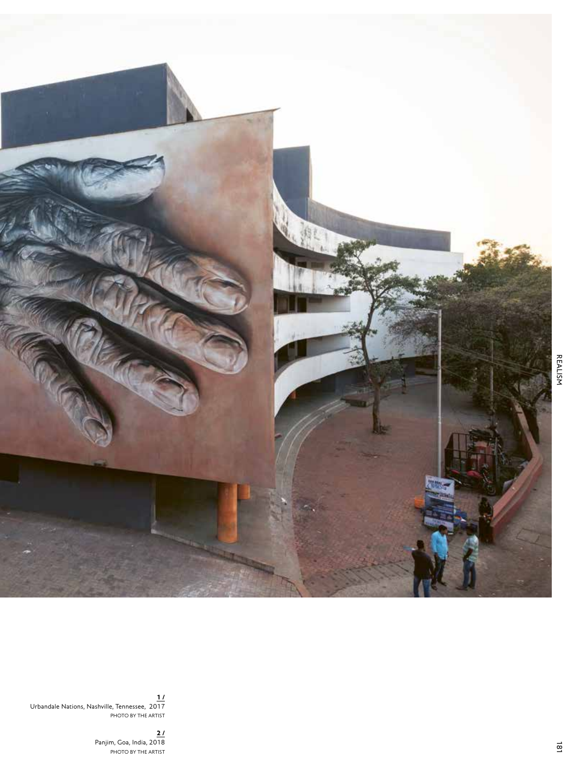**1 /**
Urbandale Nations, Nashville, Tennessee, 2017
PHOTO BY THE ARTIST

**2 /**
Panjim, Goa, India, 2018
PHOTO BY THE ARTIST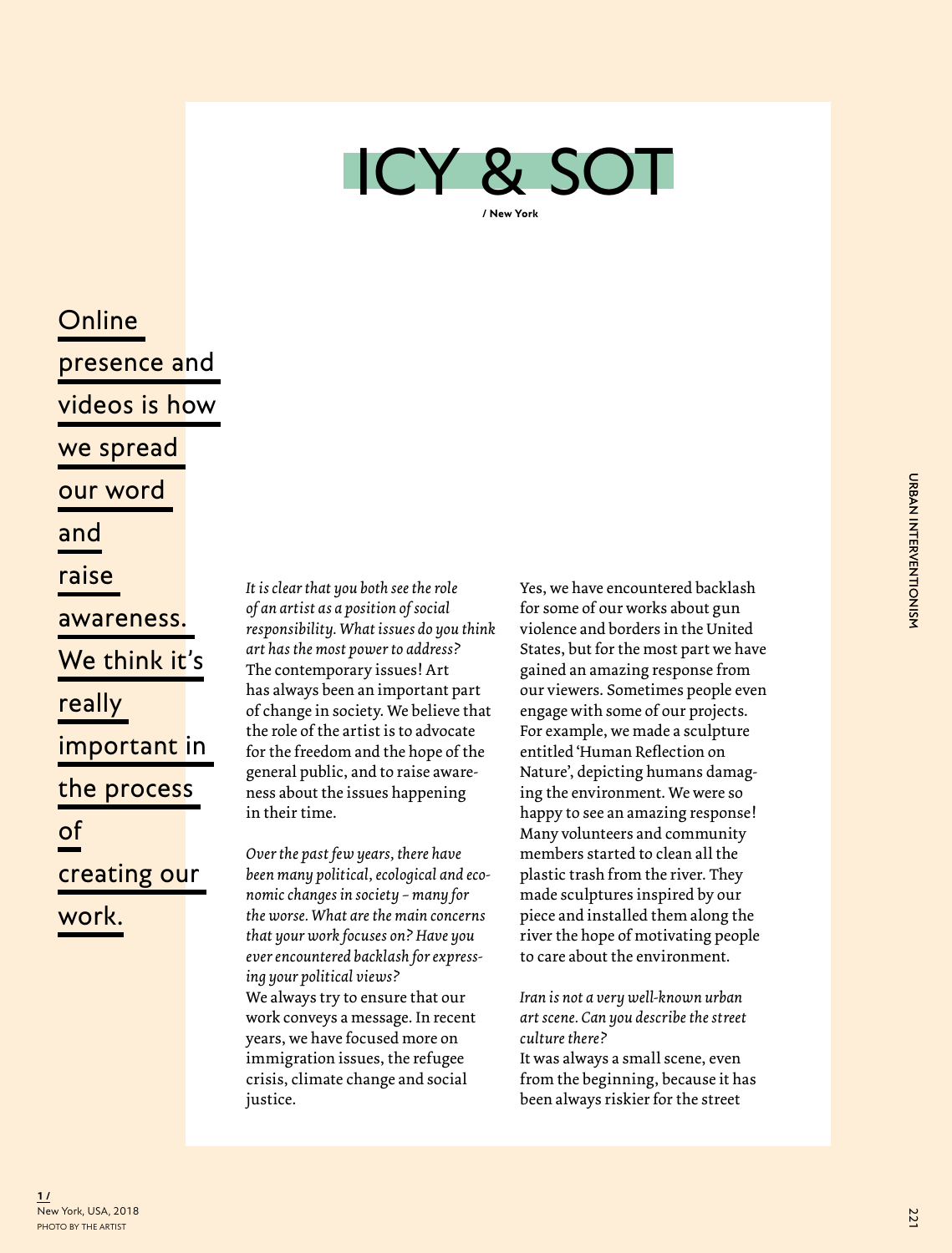# ICY & SOT

**/ New York**

Online presence and videos is how we spread our word and raise awareness. We think it's really important in the process of creating our work.

*It is clear that you both see the role of an artist as a position of social responsibility. What issues do you think art has the most power to address?*
The contemporary issues! Art has always been an important part of change in society. We believe that the role of the artist is to advocate for the freedom and the hope of the general public, and to raise awareness about the issues happening in their time.

*Over the past few years, there have been many political, ecological and economic changes in society – many for the worse. What are the main concerns that your work focuses on? Have you ever encountered backlash for expressing your political views?*
We always try to ensure that our work conveys a message. In recent years, we have focused more on immigration issues, the refugee crisis, climate change and social justice.

Yes, we have encountered backlash for some of our works about gun violence and borders in the United States, but for the most part we have gained an amazing response from our viewers. Sometimes people even engage with some of our projects. For example, we made a sculpture entitled 'Human Reflection on Nature', depicting humans damaging the environment. We were so happy to see an amazing response! Many volunteers and community members started to clean all the plastic trash from the river. They made sculptures inspired by our piece and installed them along the river the hope of motivating people to care about the environment.

*Iran is not a very well-known urban art scene. Can you describe the street culture there?*
It was always a small scene, even from the beginning, because it has been always riskier for the street

**1 /**
New York, USA, 2018
PHOTO BY THE ARTIST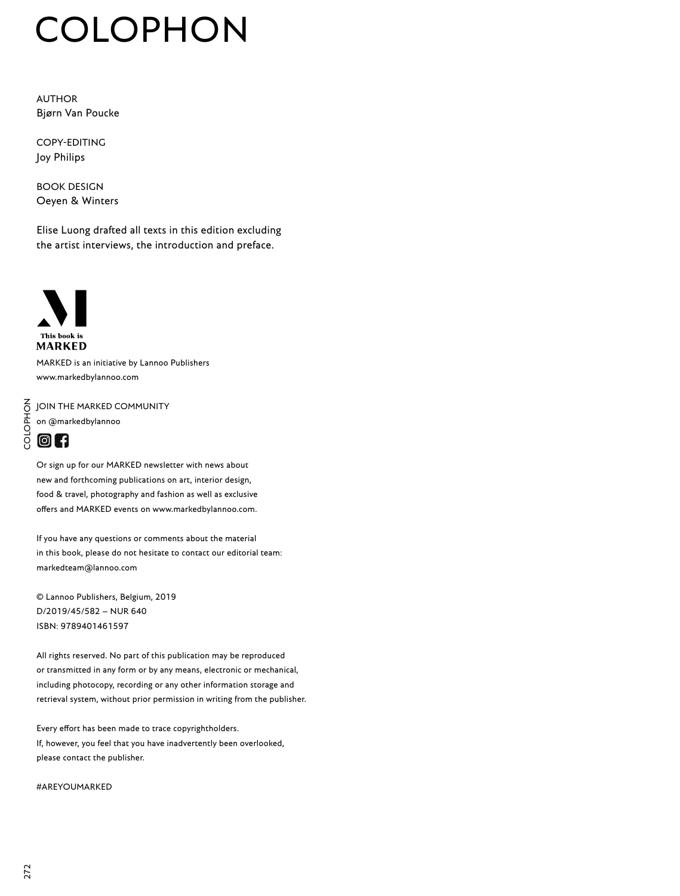# COLOPHON

AUTHOR
Bjørn Van Poucke

COPY-EDITING
Joy Philips

BOOK DESIGN
Oeyen & Winters

Elise Luong drafted all texts in this edition excluding the artist interviews, the introduction and preface.

This book is
MARKED

MARKED is an initiative by Lannoo Publishers
www.markedbylannoo.com

JOIN THE MARKED COMMUNITY
on @markedbylannoo

Or sign up for our MARKED newsletter with news about new and forthcoming publications on art, interior design, food & travel, photography and fashion as well as exclusive offers and MARKED events on www.markedbylannoo.com.

If you have any questions or comments about the material in this book, please do not hesitate to contact our editorial team: markedteam@lannoo.com

© Lannoo Publishers, Belgium, 2019
D/2019/45/582 – NUR 640
ISBN: 9789401461597

All rights reserved. No part of this publication may be reproduced or transmitted in any form or by any means, electronic or mechanical, including photocopy, recording or any other information storage and retrieval system, without prior permission in writing from the publisher.

Every effort has been made to trace copyrightholders. If, however, you feel that you have inadvertently been overlooked, please contact the publisher.

#AREYOUMARKED